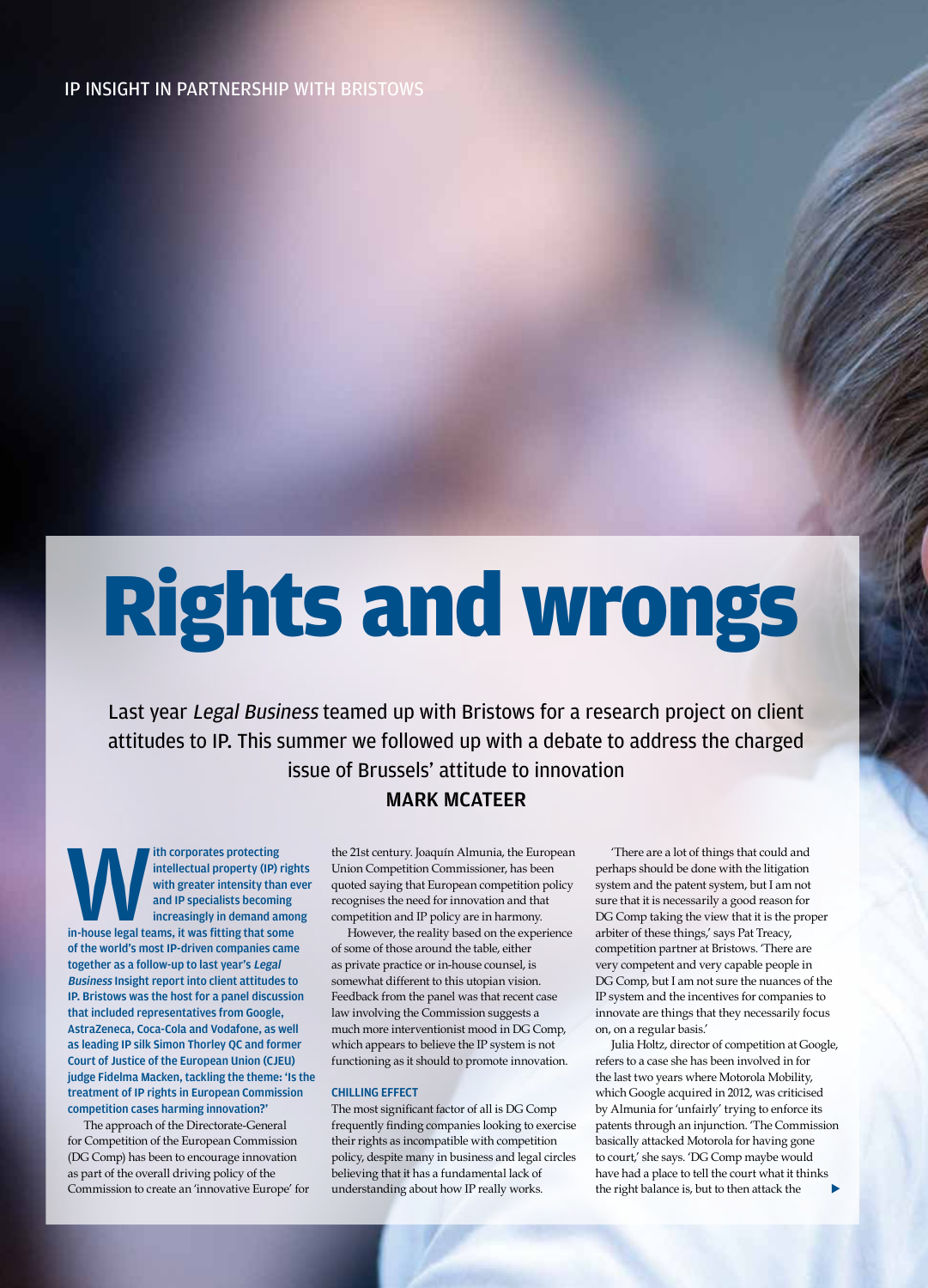IP INSIGHT IN PARTNERSHIP WITH BRISTOWS

# Rights and wrongs

Last year *Legal Business* teamed up with Bristows for a research project on client attitudes to IP. This summer we followed up with a debate to address the charged issue of Brussels' attitude to innovation

**MARK MCATEER**

**With corporates protecting intellectual property (IP) rights with greater intensity than ever and IP specialists becoming increasingly in demand among in-house legal teams, it was fitting that some of the world's most IP-driven companies came together as a follow-up to last year's *Legal Business* Insight report into client attitudes to IP. Bristows was the host for a panel discussion that included representatives from Google, AstraZeneca, Coca-Cola and Vodafone, as well as leading IP silk Simon Thorley QC and former Court of Justice of the European Union (CJEU) judge Fidelma Macken, tackling the theme: 'Is the treatment of IP rights in European Commission competition cases harming innovation?'**

The approach of the Directorate-General for Competition of the European Commission (DG Comp) has been to encourage innovation as part of the overall driving policy of the Commission to create an 'innovative Europe' for the 21st century. Joaquín Almunia, the European Union Competition Commissioner, has been quoted saying that European competition policy recognises the need for innovation and that competition and IP policy are in harmony.

However, the reality based on the experience of some of those around the table, either as private practice or in-house counsel, is somewhat different to this utopian vision. Feedback from the panel was that recent case law involving the Commission suggests a much more interventionist mood in DG Comp, which appears to believe the IP system is not functioning as it should to promote innovation.

### CHILLING EFFECT

The most significant factor of all is DG Comp frequently finding companies looking to exercise their rights as incompatible with competition policy, despite many in business and legal circles believing that it has a fundamental lack of understanding about how IP really works.

'There are a lot of things that could and perhaps should be done with the litigation system and the patent system, but I am not sure that it is necessarily a good reason for DG Comp taking the view that it is the proper arbiter of these things,' says Pat Treacy, competition partner at Bristows. 'There are very competent and very capable people in DG Comp, but I am not sure the nuances of the IP system and the incentives for companies to innovate are things that they necessarily focus on, on a regular basis.'

Julia Holtz, director of competition at Google, refers to a case she has been involved in for the last two years where Motorola Mobility, which Google acquired in 2012, was criticised by Almunia for 'unfairly' trying to enforce its patents through an injunction. 'The Commission basically attacked Motorola for having gone to court,' she says. 'DG Comp maybe would have had a place to tell the court what it thinks the right balance is, but to then attack the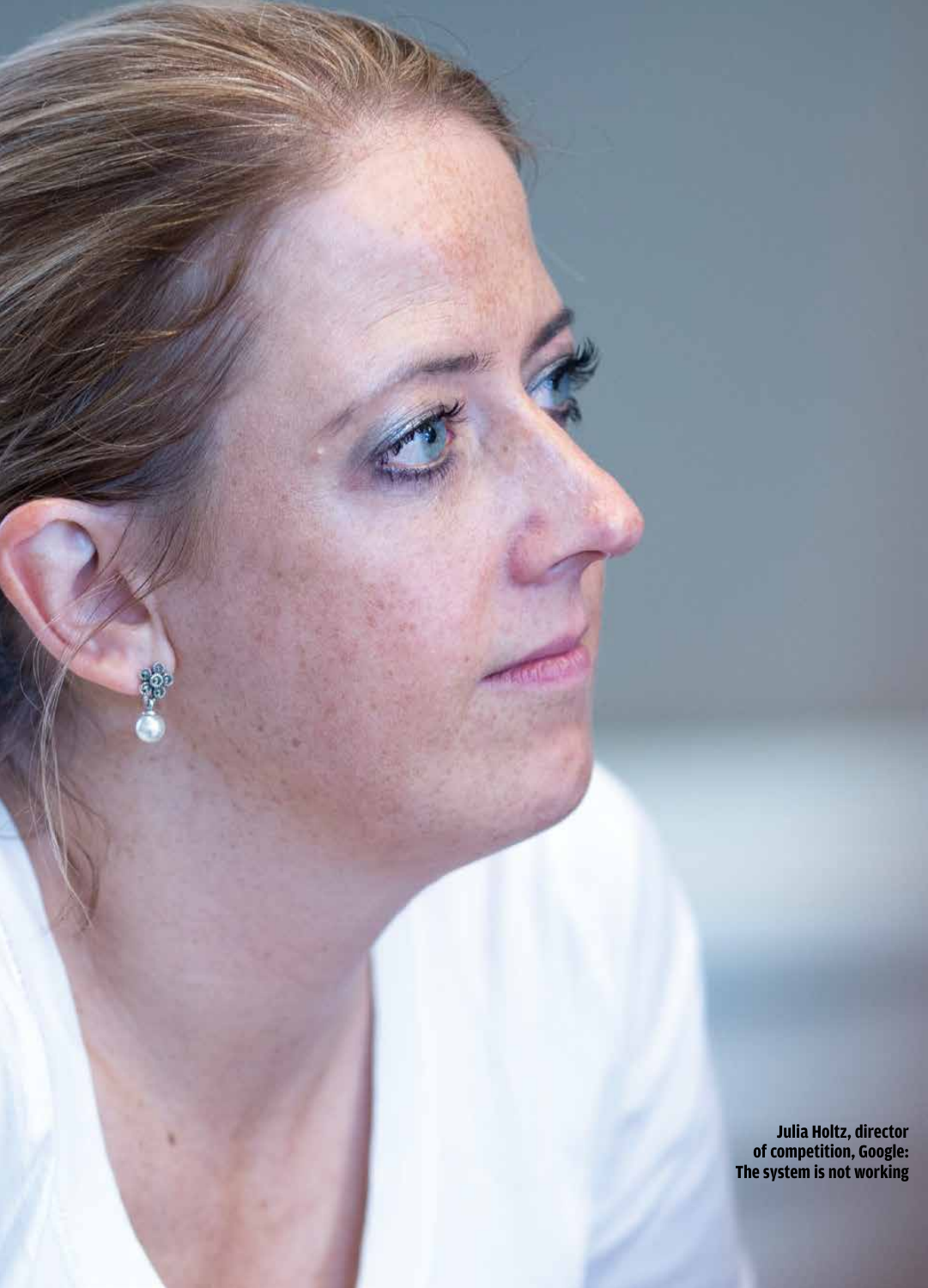Julia Holtz, director of competition, Google: The system is not working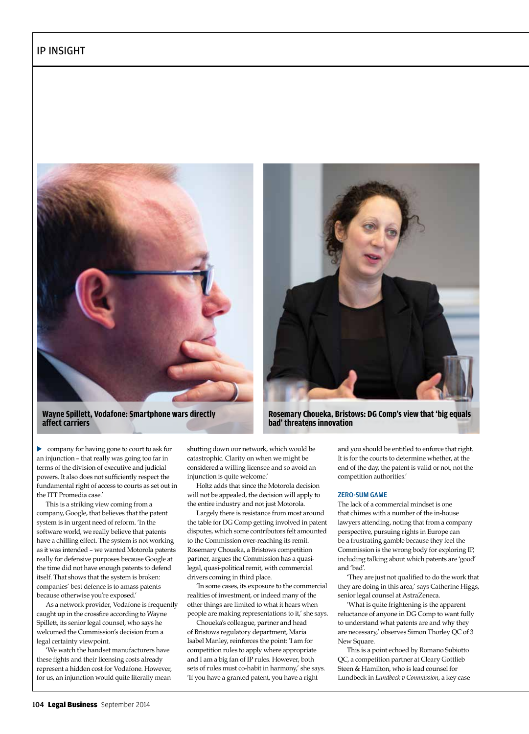Wayne Spillett, Vodafone: Smartphone wars directly affect carriers

Rosemary Choueka, Bristows: DG Comp's view that 'big equals bad' threatens innovation

company for having gone to court to ask for an injunction – that really was going too far in terms of the division of executive and judicial powers. It also does not sufficiently respect the fundamental right of access to courts as set out in the ITT Promedia case.'

This is a striking view coming from a company, Google, that believes that the patent system is in urgent need of reform. 'In the software world, we really believe that patents have a chilling effect. The system is not working as it was intended – we wanted Motorola patents really for defensive purposes because Google at the time did not have enough patents to defend itself. That shows that the system is broken: companies' best defence is to amass patents because otherwise you're exposed.'

As a network provider, Vodafone is frequently caught up in the crossfire according to Wayne Spillett, its senior legal counsel, who says he welcomed the Commission's decision from a legal certainty viewpoint.

'We watch the handset manufacturers have these fights and their licensing costs already represent a hidden cost for Vodafone. However, for us, an injunction would quite literally mean shutting down our network, which would be catastrophic. Clarity on when we might be considered a willing licensee and so avoid an injunction is quite welcome.'

Holtz adds that since the Motorola decision will not be appealed, the decision will apply to the entire industry and not just Motorola.

Largely there is resistance from most around the table for DG Comp getting involved in patent disputes, which some contributors felt amounted to the Commission over-reaching its remit. Rosemary Choueka, a Bristows competition partner, argues the Commission has a quasi-legal, quasi-political remit, with commercial drivers coming in third place.

'In some cases, its exposure to the commercial realities of investment, or indeed many of the other things are limited to what it hears when people are making representations to it,' she says.

Choueka's colleague, partner and head of Bristows regulatory department, Maria Isabel Manley, reinforces the point: 'I am for competition rules to apply where appropriate and I am a big fan of IP rules. However, both sets of rules must co-habit in harmony,' she says. 'If you have a granted patent, you have a right and you should be entitled to enforce that right. It is for the courts to determine whether, at the end of the day, the patent is valid or not, not the competition authorities.'

### ZERO-SUM GAME

The lack of a commercial mindset is one that chimes with a number of the in-house lawyers attending, noting that from a company perspective, pursuing rights in Europe can be a frustrating gamble because they feel the Commission is the wrong body for exploring IP, including talking about which patents are 'good' and 'bad'.

'They are just not qualified to do the work that they are doing in this area,' says Catherine Higgs, senior legal counsel at AstraZeneca.

'What is quite frightening is the apparent reluctance of anyone in DG Comp to want fully to understand what patents are and why they are necessary,' observes Simon Thorley QC of 3 New Square.

This is a point echoed by Romano Subiotto QC, a competition partner at Cleary Gottlieb Steen & Hamilton, who is lead counsel for Lundbeck in *Lundbeck v Commission*, a key case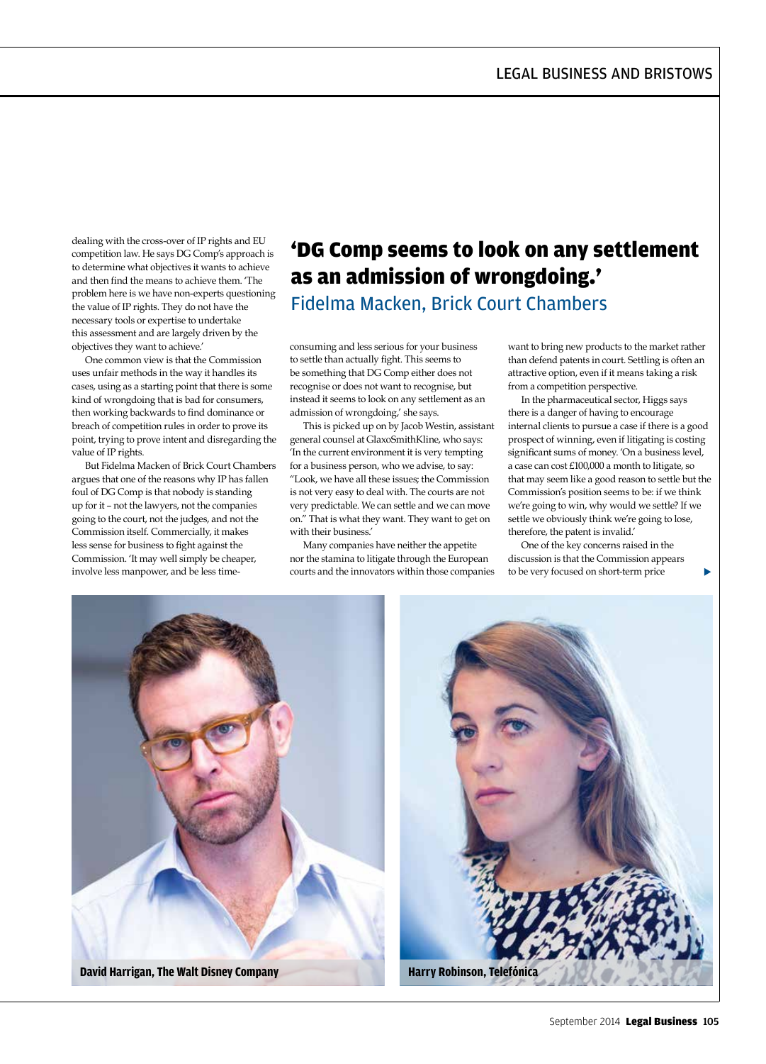dealing with the cross-over of IP rights and EU competition law. He says DG Comp's approach is to determine what objectives it wants to achieve and then find the means to achieve them. 'The problem here is we have non-experts questioning the value of IP rights. They do not have the necessary tools or expertise to undertake this assessment and are largely driven by the objectives they want to achieve.'

One common view is that the Commission uses unfair methods in the way it handles its cases, using as a starting point that there is some kind of wrongdoing that is bad for consumers, then working backwards to find dominance or breach of competition rules in order to prove its point, trying to prove intent and disregarding the value of IP rights.

But Fidelma Macken of Brick Court Chambers argues that one of the reasons why IP has fallen foul of DG Comp is that nobody is standing up for it – not the lawyers, not the companies going to the court, not the judges, and not the Commission itself. Commercially, it makes less sense for business to fight against the Commission. 'It may well simply be cheaper, involve less manpower, and be less time-consuming and less serious for your business to settle than actually fight. This seems to be something that DG Comp either does not recognise or does not want to recognise, but instead it seems to look on any settlement as an admission of wrongdoing,' she says.

## 'DG Comp seems to look on any settlement as an admission of wrongdoing.'

Fidelma Macken, Brick Court Chambers

This is picked up on by Jacob Westin, assistant general counsel at GlaxoSmithKline, who says: 'In the current environment it is very tempting for a business person, who we advise, to say: "Look, we have all these issues; the Commission is not very easy to deal with. The courts are not very predictable. We can settle and we can move on." That is what they want. They want to get on with their business.'

Many companies have neither the appetite nor the stamina to litigate through the European courts and the innovators within those companies want to bring new products to the market rather than defend patents in court. Settling is often an attractive option, even if it means taking a risk from a competition perspective.

In the pharmaceutical sector, Higgs says there is a danger of having to encourage internal clients to pursue a case if there is a good prospect of winning, even if litigating is costing significant sums of money. 'On a business level, a case can cost £100,000 a month to litigate, so that may seem like a good reason to settle but the Commission's position seems to be: if we think we're going to win, why would we settle? If we settle we obviously think we're going to lose, therefore, the patent is invalid.'

One of the key concerns raised in the discussion is that the Commission appears to be very focused on short-term price

David Harrigan, The Walt Disney Company

Harry Robinson, Telefónica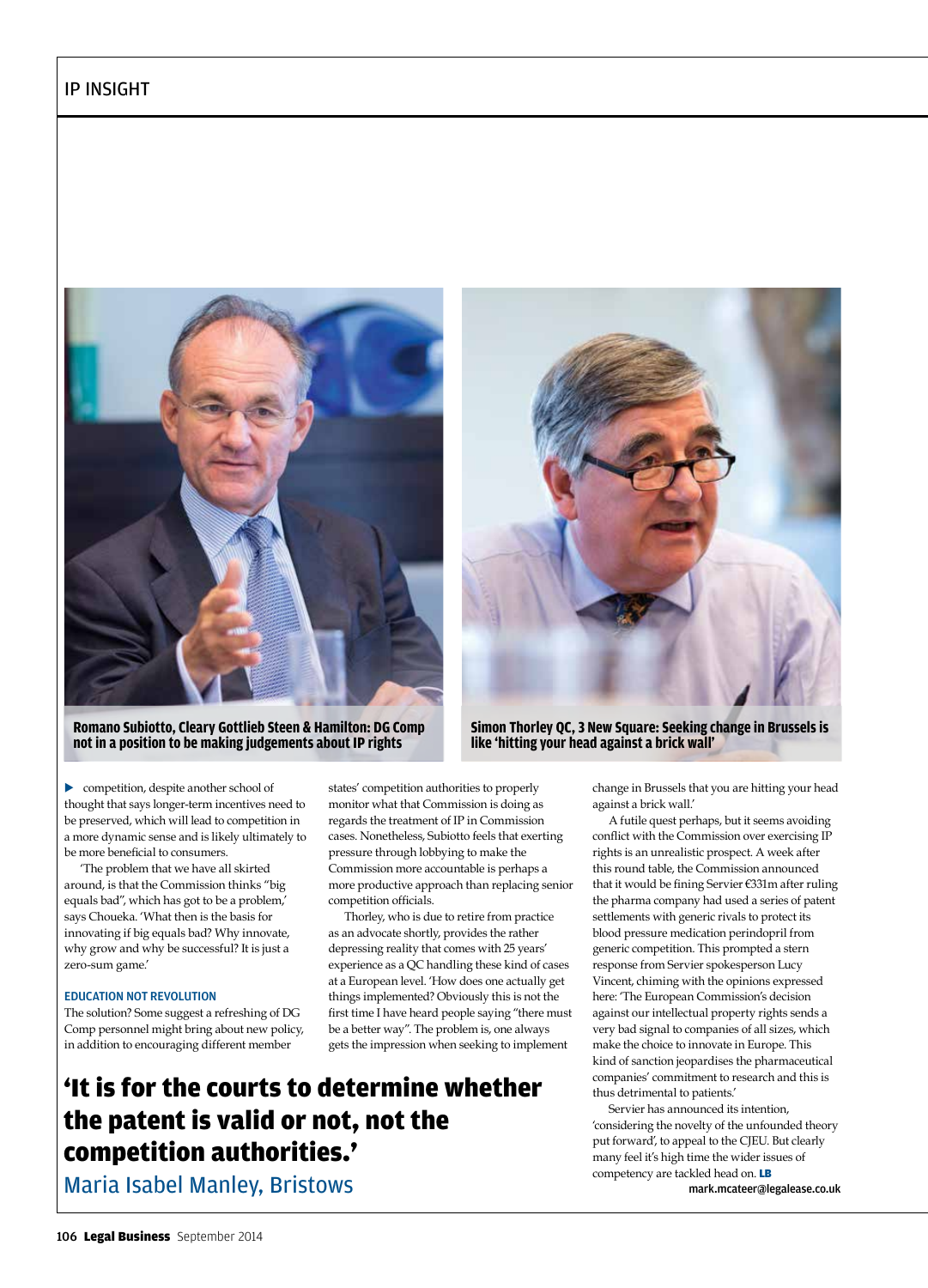Romano Subiotto, Cleary Gottlieb Steen & Hamilton: DG Comp not in a position to be making judgements about IP rights

Simon Thorley QC, 3 New Square: Seeking change in Brussels is like 'hitting your head against a brick wall'

competition, despite another school of thought that says longer-term incentives need to be preserved, which will lead to competition in a more dynamic sense and is likely ultimately to be more beneficial to consumers.

'The problem that we have all skirted around, is that the Commission thinks "big equals bad", which has got to be a problem,' says Choueka. 'What then is the basis for innovating if big equals bad? Why innovate, why grow and why be successful? It is just a zero-sum game.'

### EDUCATION NOT REVOLUTION

The solution? Some suggest a refreshing of DG Comp personnel might bring about new policy, in addition to encouraging different member states' competition authorities to properly monitor what that Commission is doing as regards the treatment of IP in Commission cases. Nonetheless, Subiotto feels that exerting pressure through lobbying to make the Commission more accountable is perhaps a more productive approach than replacing senior competition officials.

Thorley, who is due to retire from practice as an advocate shortly, provides the rather depressing reality that comes with 25 years' experience as a QC handling these kind of cases at a European level. 'How does one actually get things implemented? Obviously this is not the first time I have heard people saying "there must be a better way". The problem is, one always gets the impression when seeking to implement change in Brussels that you are hitting your head against a brick wall.'

A futile quest perhaps, but it seems avoiding conflict with the Commission over exercising IP rights is an unrealistic prospect. A week after this round table, the Commission announced that it would be fining Servier €331m after ruling the pharma company had used a series of patent settlements with generic rivals to protect its blood pressure medication perindopril from generic competition. This prompted a stern response from Servier spokesperson Lucy Vincent, chiming with the opinions expressed here: 'The European Commission's decision against our intellectual property rights sends a very bad signal to companies of all sizes, which make the choice to innovate in Europe. This kind of sanction jeopardises the pharmaceutical companies' commitment to research and this is thus detrimental to patients.'

Servier has announced its intention, 'considering the novelty of the unfounded theory put forward', to appeal to the CJEU. But clearly many feel it's high time the wider issues of competency are tackled head on. **LB**

mark.mcateer@legalease.co.uk

## 'It is for the courts to determine whether the patent is valid or not, not the competition authorities.'

Maria Isabel Manley, Bristows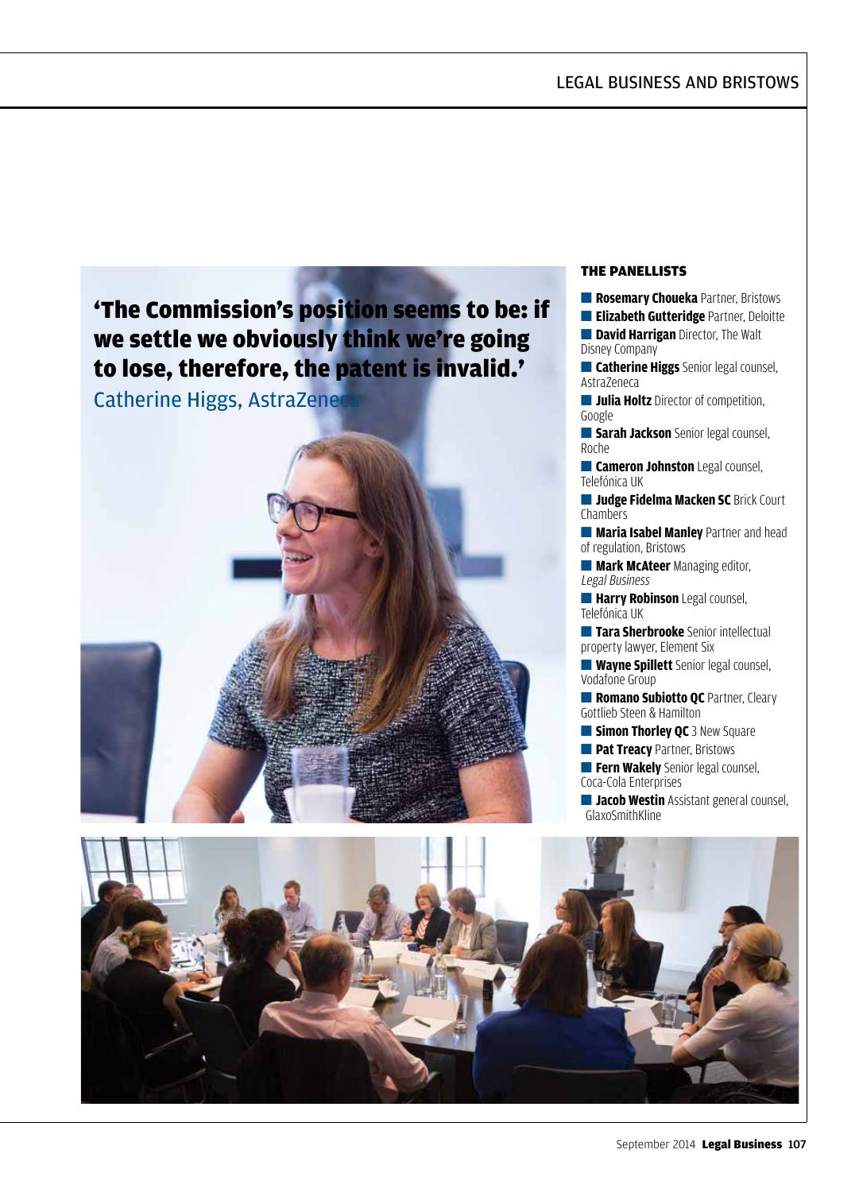**'The Commission's position seems to be: if we settle we obviously think we're going to lose, therefore, the patent is invalid.'**

Catherine Higgs, AstraZeneca

### THE PANELLISTS

- **Rosemary Choueka** Partner, Bristows
- **Elizabeth Gutteridge** Partner, Deloitte
- **David Harrigan** Director, The Walt Disney Company
- **Catherine Higgs** Senior legal counsel, AstraZeneca
- **Julia Holtz** Director of competition, Google
- **Sarah Jackson** Senior legal counsel, Roche
- **Cameron Johnston** Legal counsel, Telefónica UK
- **Judge Fidelma Macken SC** Brick Court Chambers
- **Maria Isabel Manley** Partner and head of regulation, Bristows
- **Mark McAteer** Managing editor, *Legal Business*
- **Harry Robinson** Legal counsel, Telefónica UK
- **Tara Sherbrooke** Senior intellectual property lawyer, Element Six
- **Wayne Spillett** Senior legal counsel, Vodafone Group
- **Romano Subiotto QC** Partner, Cleary Gottlieb Steen & Hamilton
- **Simon Thorley QC** 3 New Square
- **Pat Treacy** Partner, Bristows
- **Fern Wakely** Senior legal counsel, Coca-Cola Enterprises
- **Jacob Westin** Assistant general counsel, GlaxoSmithKline